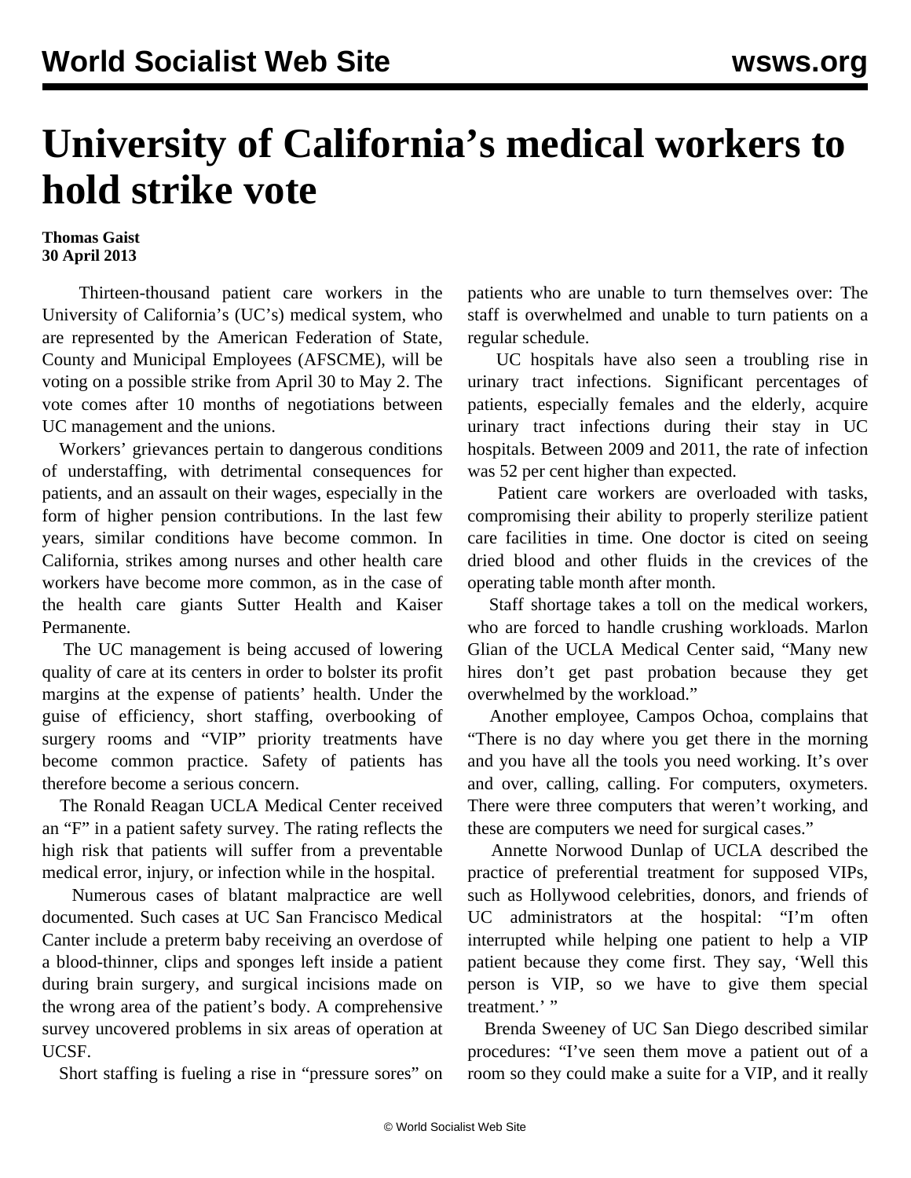# University of California's medical workers to hold strike vote

**Thomas Gaist**
**30 April 2013**

Thirteen-thousand patient care workers in the University of California's (UC's) medical system, who are represented by the American Federation of State, County and Municipal Employees (AFSCME), will be voting on a possible strike from April 30 to May 2. The vote comes after 10 months of negotiations between UC management and the unions.

Workers' grievances pertain to dangerous conditions of understaffing, with detrimental consequences for patients, and an assault on their wages, especially in the form of higher pension contributions. In the last few years, similar conditions have become common. In California, strikes among nurses and other health care workers have become more common, as in the case of the health care giants Sutter Health and Kaiser Permanente.

The UC management is being accused of lowering quality of care at its centers in order to bolster its profit margins at the expense of patients' health. Under the guise of efficiency, short staffing, overbooking of surgery rooms and "VIP" priority treatments have become common practice. Safety of patients has therefore become a serious concern.

The Ronald Reagan UCLA Medical Center received an "F" in a patient safety survey. The rating reflects the high risk that patients will suffer from a preventable medical error, injury, or infection while in the hospital.

Numerous cases of blatant malpractice are well documented. Such cases at UC San Francisco Medical Canter include a preterm baby receiving an overdose of a blood-thinner, clips and sponges left inside a patient during brain surgery, and surgical incisions made on the wrong area of the patient's body. A comprehensive survey uncovered problems in six areas of operation at UCSF.

Short staffing is fueling a rise in "pressure sores" on patients who are unable to turn themselves over: The staff is overwhelmed and unable to turn patients on a regular schedule.

UC hospitals have also seen a troubling rise in urinary tract infections. Significant percentages of patients, especially females and the elderly, acquire urinary tract infections during their stay in UC hospitals. Between 2009 and 2011, the rate of infection was 52 per cent higher than expected.

Patient care workers are overloaded with tasks, compromising their ability to properly sterilize patient care facilities in time. One doctor is cited on seeing dried blood and other fluids in the crevices of the operating table month after month.

Staff shortage takes a toll on the medical workers, who are forced to handle crushing workloads. Marlon Glian of the UCLA Medical Center said, "Many new hires don't get past probation because they get overwhelmed by the workload."

Another employee, Campos Ochoa, complains that "There is no day where you get there in the morning and you have all the tools you need working. It's over and over, calling, calling. For computers, oxymeters. There were three computers that weren't working, and these are computers we need for surgical cases."

Annette Norwood Dunlap of UCLA described the practice of preferential treatment for supposed VIPs, such as Hollywood celebrities, donors, and friends of UC administrators at the hospital: "I'm often interrupted while helping one patient to help a VIP patient because they come first. They say, 'Well this person is VIP, so we have to give them special treatment.' "

Brenda Sweeney of UC San Diego described similar procedures: "I've seen them move a patient out of a room so they could make a suite for a VIP, and it really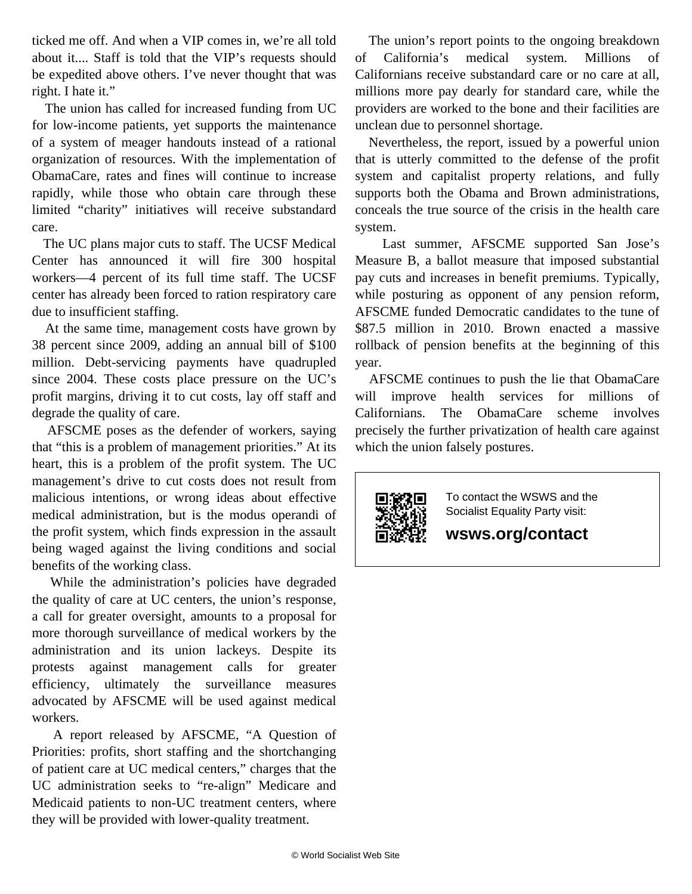ticked me off. And when a VIP comes in, we're all told about it.... Staff is told that the VIP's requests should be expedited above others. I've never thought that was right. I hate it."

The union has called for increased funding from UC for low-income patients, yet supports the maintenance of a system of meager handouts instead of a rational organization of resources. With the implementation of ObamaCare, rates and fines will continue to increase rapidly, while those who obtain care through these limited "charity" initiatives will receive substandard care.

The UC plans major cuts to staff. The UCSF Medical Center has announced it will fire 300 hospital workers—4 percent of its full time staff. The UCSF center has already been forced to ration respiratory care due to insufficient staffing.

At the same time, management costs have grown by 38 percent since 2009, adding an annual bill of $100 million. Debt-servicing payments have quadrupled since 2004. These costs place pressure on the UC's profit margins, driving it to cut costs, lay off staff and degrade the quality of care.

AFSCME poses as the defender of workers, saying that "this is a problem of management priorities." At its heart, this is a problem of the profit system. The UC management's drive to cut costs does not result from malicious intentions, or wrong ideas about effective medical administration, but is the modus operandi of the profit system, which finds expression in the assault being waged against the living conditions and social benefits of the working class.

While the administration's policies have degraded the quality of care at UC centers, the union's response, a call for greater oversight, amounts to a proposal for more thorough surveillance of medical workers by the administration and its union lackeys. Despite its protests against management calls for greater efficiency, ultimately the surveillance measures advocated by AFSCME will be used against medical workers.

A report released by AFSCME, "A Question of Priorities: profits, short staffing and the shortchanging of patient care at UC medical centers," charges that the UC administration seeks to "re-align" Medicare and Medicaid patients to non-UC treatment centers, where they will be provided with lower-quality treatment.

The union's report points to the ongoing breakdown of California's medical system. Millions of Californians receive substandard care or no care at all, millions more pay dearly for standard care, while the providers are worked to the bone and their facilities are unclean due to personnel shortage.

Nevertheless, the report, issued by a powerful union that is utterly committed to the defense of the profit system and capitalist property relations, and fully supports both the Obama and Brown administrations, conceals the true source of the crisis in the health care system.

Last summer, AFSCME supported San Jose's Measure B, a ballot measure that imposed substantial pay cuts and increases in benefit premiums. Typically, while posturing as opponent of any pension reform, AFSCME funded Democratic candidates to the tune of $87.5 million in 2010. Brown enacted a massive rollback of pension benefits at the beginning of this year.

AFSCME continues to push the lie that ObamaCare will improve health services for millions of Californians. The ObamaCare scheme involves precisely the further privatization of health care against which the union falsely postures.

To contact the WSWS and the Socialist Equality Party visit:

**wsws.org/contact**